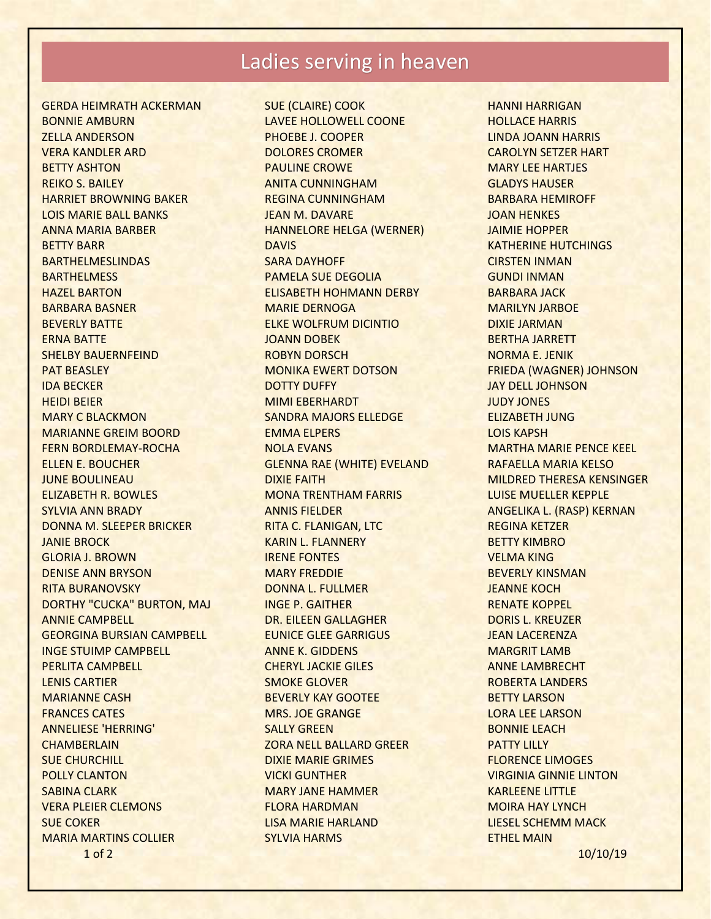# Ladies serving in heaven

GERDA HEIMRATH ACKERMAN
BONNIE AMBURN
ZELLA ANDERSON
VERA KANDLER ARD
BETTY ASHTON
REIKO S. BAILEY
HARRIET BROWNING BAKER
LOIS MARIE BALL BANKS
ANNA MARIA BARBER
BETTY BARR
BARTHELMESLINDAS
BARTHELMESS
HAZEL BARTON
BARBARA BASNER
BEVERLY BATTE
ERNA BATTE
SHELBY BAUERNFEIND
PAT BEASLEY
IDA BECKER
HEIDI BEIER
MARY C BLACKMON
MARIANNE GREIM BOORD
FERN BORDLEMAY-ROCHA
ELLEN E. BOUCHER
JUNE BOULINEAU
ELIZABETH R. BOWLES
SYLVIA ANN BRADY
DONNA M. SLEEPER BRICKER
JANIE BROCK
GLORIA J. BROWN
DENISE ANN BRYSON
RITA BURANOVSKY
DORTHY "CUCKA" BURTON, MAJ
ANNIE CAMPBELL
GEORGINA BURSIAN CAMPBELL
INGE STUIMP CAMPBELL
PERLITA CAMPBELL
LENIS CARTIER
MARIANNE CASH
FRANCES CATES
ANNELIESE 'HERRING' CHAMBERLAIN
SUE CHURCHILL
POLLY CLANTON
SABINA CLARK
VERA PLEIER CLEMONS
SUE COKER
MARIA MARTINS COLLIER
SUE (CLAIRE) COOK
LAVEE HOLLOWELL COONE
PHOEBE J. COOPER
DOLORES CROMER
PAULINE CROWE
ANITA CUNNINGHAM
REGINA CUNNINGHAM
JEAN M. DAVARE
HANNELORE HELGA (WERNER) DAVIS
SARA DAYHOFF
PAMELA SUE DEGOLIA
ELISABETH HOHMANN DERBY
MARIE DERNOGA
ELKE WOLFRUM DICINTIO
JOANN DOBEK
ROBYN DORSCH
MONIKA EWERT DOTSON
DOTTY DUFFY
MIMI EBERHARDT
SANDRA MAJORS ELLEDGE
EMMA ELPERS
NOLA EVANS
GLENNA RAE (WHITE) EVELAND
DIXIE FAITH
MONA TRENTHAM FARRIS
ANNIS FIELDER
RITA C. FLANIGAN, LTC
KARIN L. FLANNERY
IRENE FONTES
MARY FREDDIE
DONNA L. FULLMER
INGE P. GAITHER
DR. EILEEN GALLAGHER
EUNICE GLEE GARRIGUS
ANNE K. GIDDENS
CHERYL JACKIE GILES
SMOKE GLOVER
BEVERLY KAY GOOTEE
MRS. JOE GRANGE
SALLY GREEN
ZORA NELL BALLARD GREER
DIXIE MARIE GRIMES
VICKI GUNTHER
MARY JANE HAMMER
FLORA HARDMAN
LISA MARIE HARLAND
SYLVIA HARMS
HANNI HARRIGAN
HOLLACE HARRIS
LINDA JOANN HARRIS
CAROLYN SETZER HART
MARY LEE HARTJES
GLADYS HAUSER
BARBARA HEMIROFF
JOAN HENKES
JAIMIE HOPPER
KATHERINE HUTCHINGS
CIRSTEN INMAN
GUNDI INMAN
BARBARA JACK
MARILYN JARBOE
DIXIE JARMAN
BERTHA JARRETT
NORMA E. JENIK
FRIEDA (WAGNER) JOHNSON
JAY DELL JOHNSON
JUDY JONES
ELIZABETH JUNG
LOIS KAPSH
MARTHA MARIE PENCE KEEL
RAFAELLA MARIA KELSO
MILDRED THERESA KENSINGER
LUISE MUELLER KEPPLE
ANGELIKA L. (RASP) KERNAN
REGINA KETZER
BETTY KIMBRO
VELMA KING
BEVERLY KINSMAN
JEANNE KOCH
RENATE KOPPEL
DORIS L. KREUZER
JEAN LACERENZA
MARGRIT LAMB
ANNE LAMBRECHT
ROBERTA LANDERS
BETTY LARSON
LORA LEE LARSON
BONNIE LEACH
PATTY LILLY
FLORENCE LIMOGES
VIRGINIA GINNIE LINTON
KARLEENE LITTLE
MOIRA HAY LYNCH
LIESEL SCHEMM MACK
ETHEL MAIN

10/10/19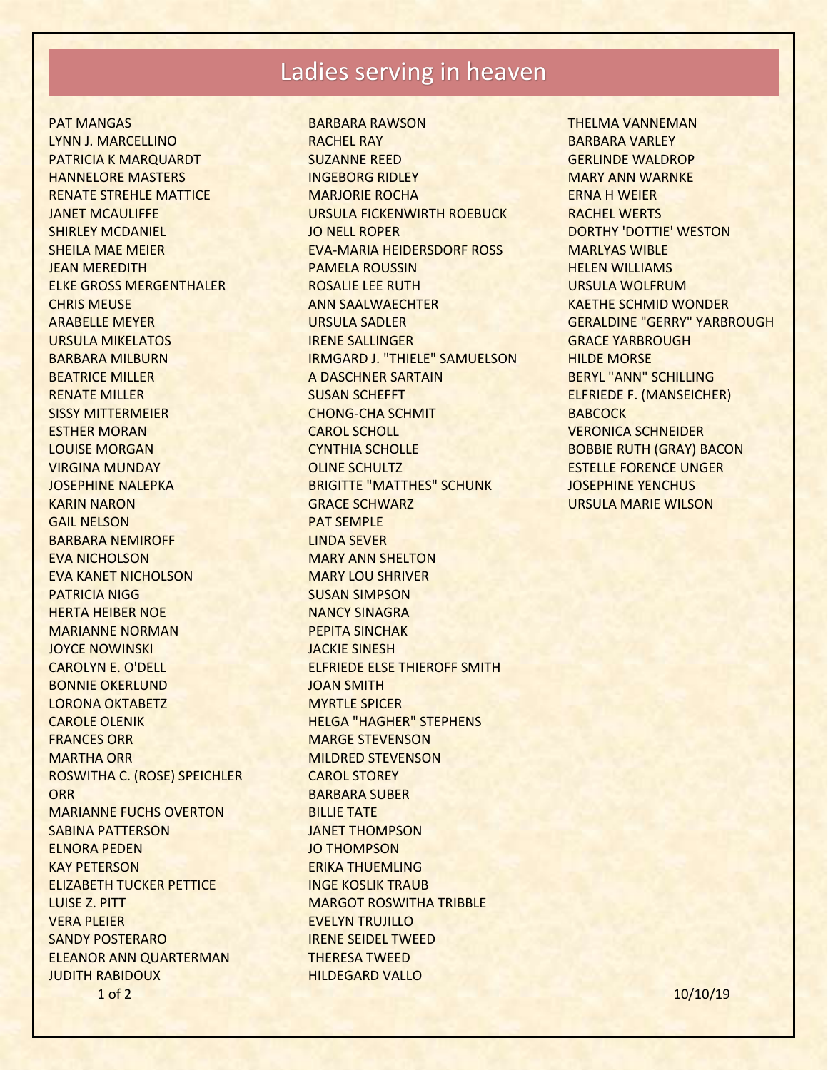# Ladies serving in heaven

PAT MANGAS
LYNN J. MARCELLINO
PATRICIA K MARQUARDT
HANNELORE MASTERS
RENATE STREHLE MATTICE
JANET MCAULIFFE
SHIRLEY MCDANIEL
SHEILA MAE MEIER
JEAN MEREDITH
ELKE GROSS MERGENTHALER
CHRIS MEUSE
ARABELLE MEYER
URSULA MIKELATOS
BARBARA MILBURN
BEATRICE MILLER
RENATE MILLER
SISSY MITTERMEIER
ESTHER MORAN
LOUISE MORGAN
VIRGINA MUNDAY
JOSEPHINE NALEPKA
KARIN NARON
GAIL NELSON
BARBARA NEMIROFF
EVA NICHOLSON
EVA KANET NICHOLSON
PATRICIA NIGG
HERTA HEIBER NOE
MARIANNE NORMAN
JOYCE NOWINSKI
CAROLYN E. O'DELL
BONNIE OKERLUND
LORONA OKTABETZ
CAROLE OLENIK
FRANCES ORR
MARTHA ORR
ROSWITHA C. (ROSE) SPEICHLER ORR
MARIANNE FUCHS OVERTON
SABINA PATTERSON
ELNORA PEDEN
KAY PETERSON
ELIZABETH TUCKER PETTICE
LUISE Z. PITT
VERA PLEIER
SANDY POSTERARO
ELEANOR ANN QUARTERMAN
JUDITH RABIDOUX
BARBARA RAWSON
RACHEL RAY
SUZANNE REED
INGEBORG RIDLEY
MARJORIE ROCHA
URSULA FICKENWIRTH ROEBUCK
JO NELL ROPER
EVA-MARIA HEIDERSDORF ROSS
PAMELA ROUSSIN
ROSALIE LEE RUTH
ANN SAALWAECHTER
URSULA SADLER
IRENE SALLINGER
IRMGARD J. "THIELE" SAMUELSON
A DASCHNER SARTAIN
SUSAN SCHEFFT
CHONG-CHA SCHMIT
CAROL SCHOLL
CYNTHIA SCHOLLE
OLINE SCHULTZ
BRIGITTE "MATTHES" SCHUNK
GRACE SCHWARZ
PAT SEMPLE
LINDA SEVER
MARY ANN SHELTON
MARY LOU SHRIVER
SUSAN SIMPSON
NANCY SINAGRA
PEPITA SINCHAK
JACKIE SINESH
ELFRIEDE ELSE THIEROFF SMITH
JOAN SMITH
MYRTLE SPICER
HELGA "HAGHER" STEPHENS
MARGE STEVENSON
MILDRED STEVENSON
CAROL STOREY
BARBARA SUBER
BILLIE TATE
JANET THOMPSON
JO THOMPSON
ERIKA THUEMLING
INGE KOSLIK TRAUB
MARGOT ROSWITHA TRIBBLE
EVELYN TRUJILLO
IRENE SEIDEL TWEED
THERESA TWEED
HILDEGARD VALLO
THELMA VANNEMAN
BARBARA VARLEY
GERLINDE WALDROP
MARY ANN WARNKE
ERNA H WEIER
RACHEL WERTS
DORTHY 'DOTTIE' WESTON
MARLYAS WIBLE
HELEN WILLIAMS
URSULA WOLFRUM
KAETHE SCHMID WONDER
GERALDINE "GERRY" YARBROUGH
GRACE YARBROUGH
HILDE MORSE
BERYL "ANN" SCHILLING
ELFRIEDE F. (MANSEICHER) BABCOCK
VERONICA SCHNEIDER
BOBBIE RUTH (GRAY) BACON
ESTELLE FORENCE UNGER
JOSEPHINE YENCHUS
URSULA MARIE WILSON

10/10/19